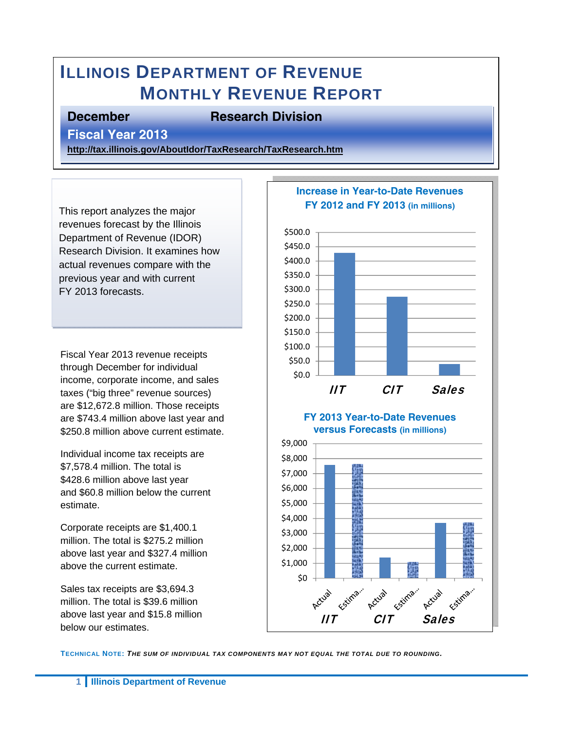# ILLINOIS DEPARTMENT OF REVENUE
# MONTHLY REVENUE REPORT

**December** **Research Division**

**Fiscal Year 2013**

**http://tax.illinois.gov/AboutIdor/TaxResearch/TaxResearch.htm**

This report analyzes the major revenues forecast by the Illinois Department of Revenue (IDOR) Research Division. It examines how actual revenues compare with the previous year and with current FY 2013 forecasts.

Fiscal Year 2013 revenue receipts through December for individual income, corporate income, and sales taxes ("big three" revenue sources) are $12,672.8 million. Those receipts are $743.4 million above last year and $250.8 million above current estimate.

Individual income tax receipts are $7,578.4 million. The total is $428.6 million above last year and $60.8 million below the current estimate.

Corporate receipts are $1,400.1 million. The total is $275.2 million above last year and $327.4 million above the current estimate.

Sales tax receipts are $3,694.3 million. The total is $39.6 million above last year and $15.8 million below our estimates.

**Increase in Year-to-Date Revenues FY 2012 and FY 2013 (in millions)**

**FY 2013 Year-to-Date Revenues versus Forecasts (in millions)**

TECHNICAL NOTE: *THE SUM OF INDIVIDUAL TAX COMPONENTS MAY NOT EQUAL THE TOTAL DUE TO ROUNDING.*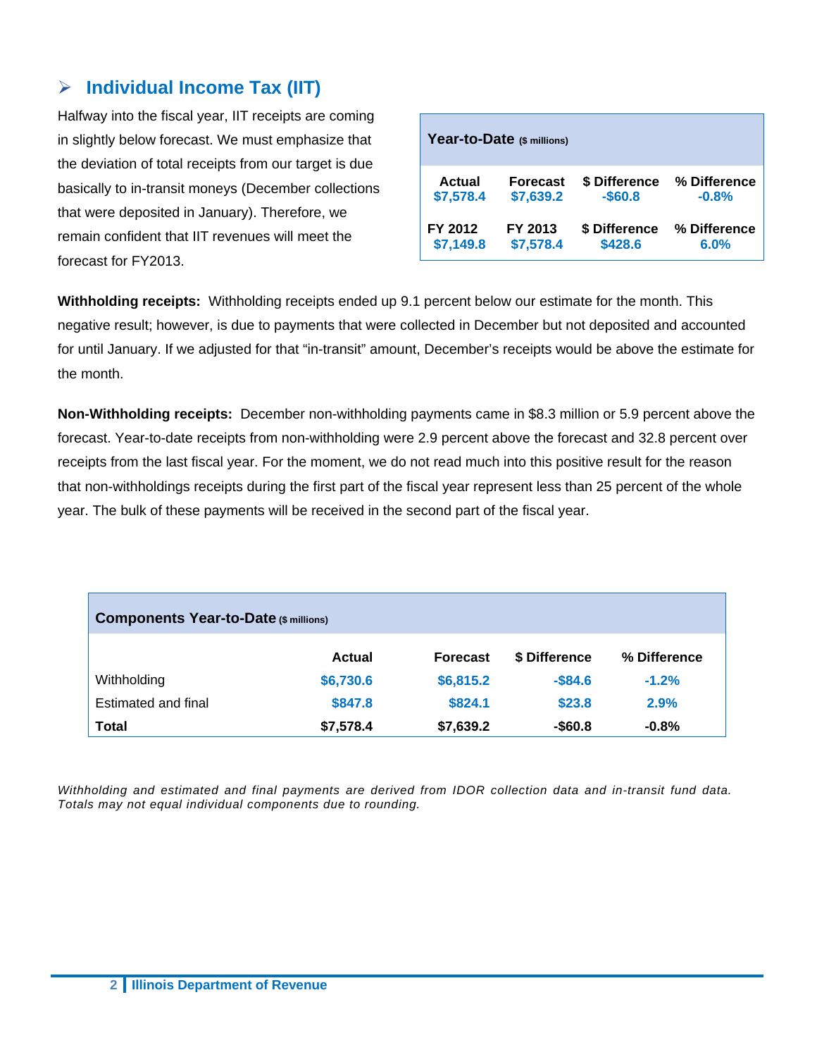## ➢ Individual Income Tax (IIT)

Halfway into the fiscal year, IIT receipts are coming in slightly below forecast. We must emphasize that the deviation of total receipts from our target is due basically to in-transit moneys (December collections that were deposited in January). Therefore, we remain confident that IIT revenues will meet the forecast for FY2013.

| Year-to-Date ($ millions) | | | |
|---|---|---|---|
| **Actual** | **Forecast** | **$ Difference** | **% Difference** |
| $7,578.4 | $7,639.2 | -$60.8 | -0.8% |
| **FY 2012** | **FY 2013** | **$ Difference** | **% Difference** |
| $7,149.8 | $7,578.4 | $428.6 | 6.0% |

**Withholding receipts:** Withholding receipts ended up 9.1 percent below our estimate for the month. This negative result; however, is due to payments that were collected in December but not deposited and accounted for until January. If we adjusted for that "in-transit" amount, December's receipts would be above the estimate for the month.

**Non-Withholding receipts:** December non-withholding payments came in $8.3 million or 5.9 percent above the forecast. Year-to-date receipts from non-withholding were 2.9 percent above the forecast and 32.8 percent over receipts from the last fiscal year. For the moment, we do not read much into this positive result for the reason that non-withholdings receipts during the first part of the fiscal year represent less than 25 percent of the whole year. The bulk of these payments will be received in the second part of the fiscal year.

**Components Year-to-Date ($ millions)**

| | Actual | Forecast | $ Difference | % Difference |
|---|---|---|---|---|
| Withholding | $6,730.6 | $6,815.2 | -$84.6 | -1.2% |
| Estimated and final | $847.8 | $824.1 | $23.8 | 2.9% |
| **Total** | **$7,578.4** | **$7,639.2** | **-$60.8** | **-0.8%** |

*Withholding and estimated and final payments are derived from IDOR collection data and in-transit fund data. Totals may not equal individual components due to rounding.*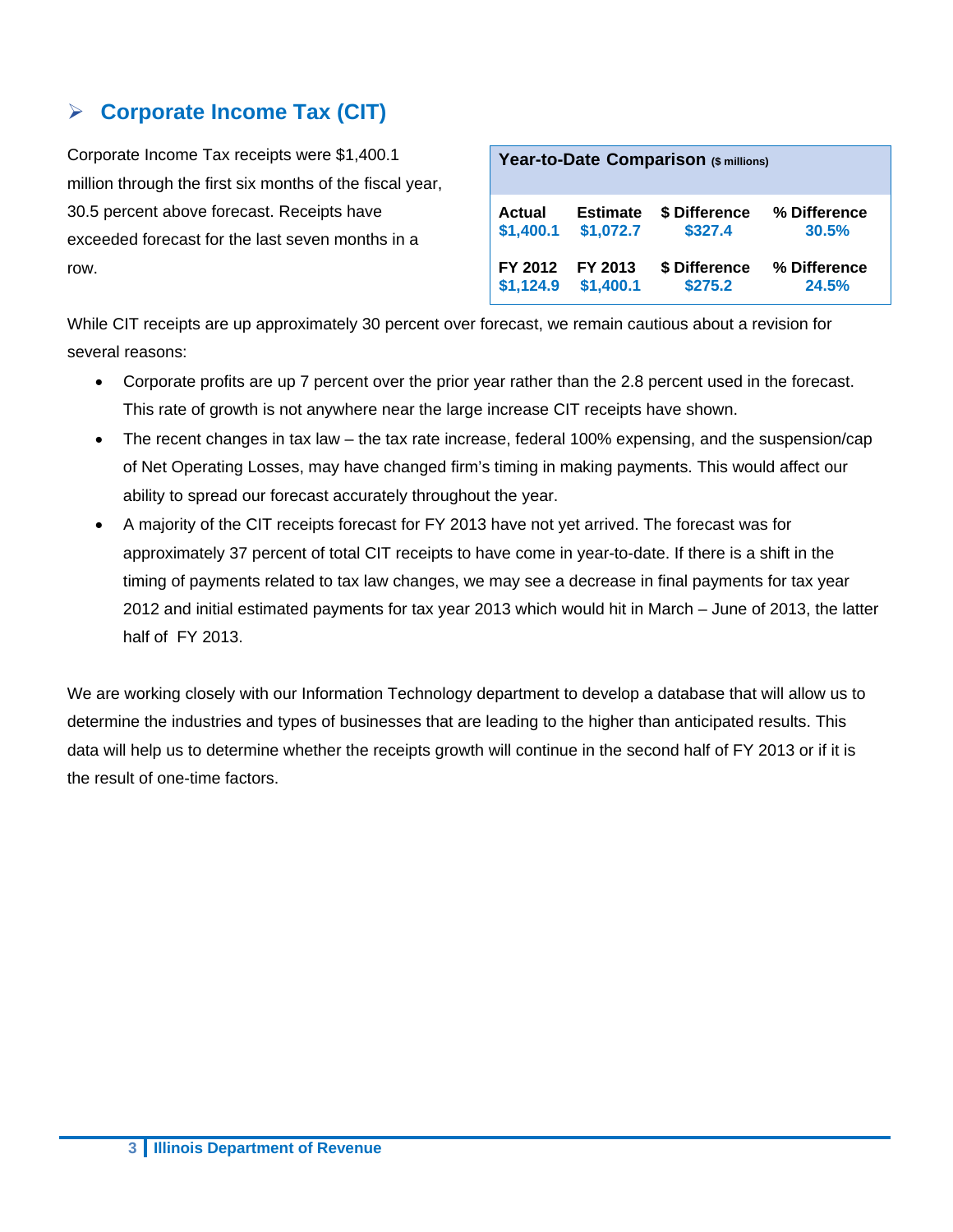## Corporate Income Tax (CIT)

Corporate Income Tax receipts were $1,400.1 million through the first six months of the fiscal year, 30.5 percent above forecast. Receipts have exceeded forecast for the last seven months in a row.

**Year-to-Date Comparison** ($ millions)

| Actual | Estimate | $ Difference | % Difference |
|---|---|---|---|
| $1,400.1 | $1,072.7 | $327.4 | 30.5% |
| **FY 2012** | **FY 2013** | **$ Difference** | **% Difference** |
| $1,124.9 | $1,400.1 | $275.2 | 24.5% |

While CIT receipts are up approximately 30 percent over forecast, we remain cautious about a revision for several reasons:

- Corporate profits are up 7 percent over the prior year rather than the 2.8 percent used in the forecast. This rate of growth is not anywhere near the large increase CIT receipts have shown.
- The recent changes in tax law – the tax rate increase, federal 100% expensing, and the suspension/cap of Net Operating Losses, may have changed firm's timing in making payments. This would affect our ability to spread our forecast accurately throughout the year.
- A majority of the CIT receipts forecast for FY 2013 have not yet arrived. The forecast was for approximately 37 percent of total CIT receipts to have come in year-to-date. If there is a shift in the timing of payments related to tax law changes, we may see a decrease in final payments for tax year 2012 and initial estimated payments for tax year 2013 which would hit in March – June of 2013, the latter half of FY 2013.

We are working closely with our Information Technology department to develop a database that will allow us to determine the industries and types of businesses that are leading to the higher than anticipated results. This data will help us to determine whether the receipts growth will continue in the second half of FY 2013 or if it is the result of one-time factors.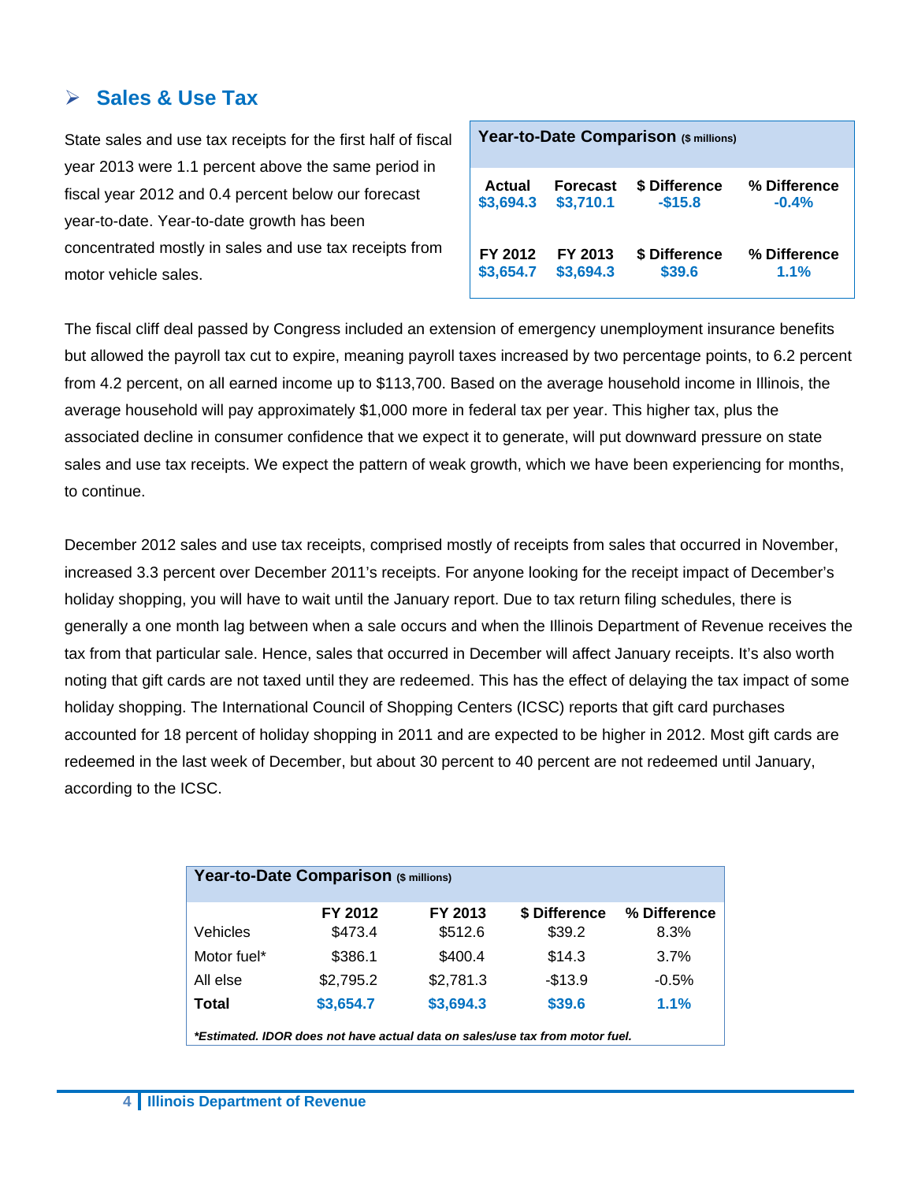## Sales & Use Tax

State sales and use tax receipts for the first half of fiscal year 2013 were 1.1 percent above the same period in fiscal year 2012 and 0.4 percent below our forecast year-to-date. Year-to-date growth has been concentrated mostly in sales and use tax receipts from motor vehicle sales.

| Year-to-Date Comparison ($ millions) | | | |
|---|---|---|---|
| **Actual** | **Forecast** | **$ Difference** | **% Difference** |
| **$3,694.3** | **$3,710.1** | **-$15.8** | **-0.4%** |
| **FY 2012** | **FY 2013** | **$ Difference** | **% Difference** |
| **$3,654.7** | **$3,694.3** | **$39.6** | **1.1%** |

The fiscal cliff deal passed by Congress included an extension of emergency unemployment insurance benefits but allowed the payroll tax cut to expire, meaning payroll taxes increased by two percentage points, to 6.2 percent from 4.2 percent, on all earned income up to $113,700. Based on the average household income in Illinois, the average household will pay approximately $1,000 more in federal tax per year. This higher tax, plus the associated decline in consumer confidence that we expect it to generate, will put downward pressure on state sales and use tax receipts. We expect the pattern of weak growth, which we have been experiencing for months, to continue.

December 2012 sales and use tax receipts, comprised mostly of receipts from sales that occurred in November, increased 3.3 percent over December 2011's receipts. For anyone looking for the receipt impact of December's holiday shopping, you will have to wait until the January report. Due to tax return filing schedules, there is generally a one month lag between when a sale occurs and when the Illinois Department of Revenue receives the tax from that particular sale. Hence, sales that occurred in December will affect January receipts. It's also worth noting that gift cards are not taxed until they are redeemed. This has the effect of delaying the tax impact of some holiday shopping. The International Council of Shopping Centers (ICSC) reports that gift card purchases accounted for 18 percent of holiday shopping in 2011 and are expected to be higher in 2012. Most gift cards are redeemed in the last week of December, but about 30 percent to 40 percent are not redeemed until January, according to the ICSC.

**Year-to-Date Comparison** ($ millions)

| | FY 2012 | FY 2013 | $ Difference | % Difference |
|---|---|---|---|---|
| Vehicles | $473.4 | $512.6 | $39.2 | 8.3% |
| Motor fuel* | $386.1 | $400.4 | $14.3 | 3.7% |
| All else | $2,795.2 | $2,781.3 | -$13.9 | -0.5% |
| **Total** | **$3,654.7** | **$3,694.3** | **$39.6** | **1.1%** |

***Estimated. IDOR does not have actual data on sales/use tax from motor fuel.**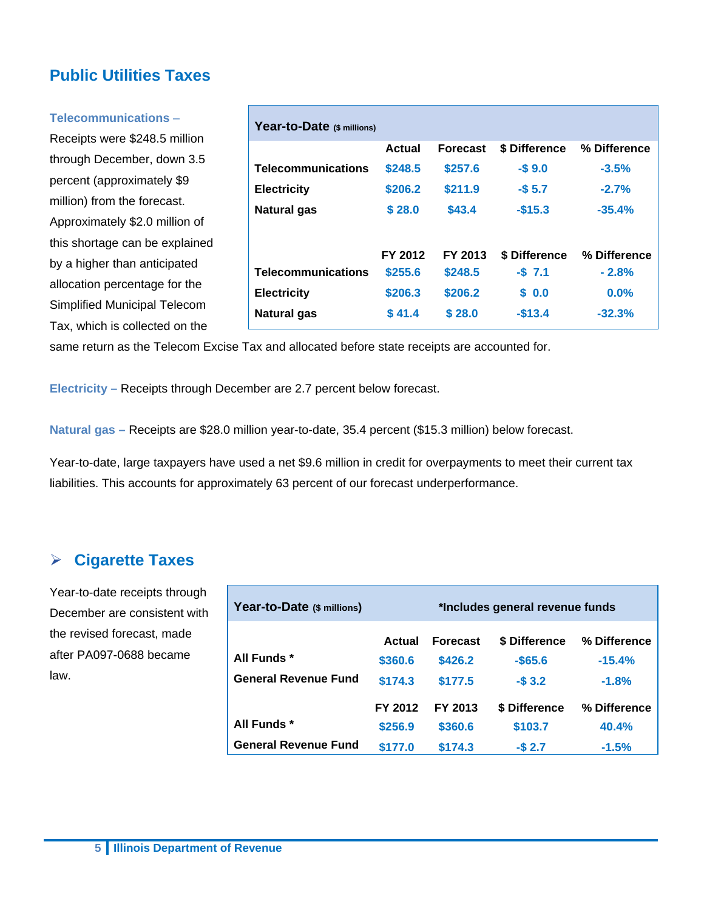## Public Utilities Taxes

| Year-to-Date ($ millions) | | | | |
|---|---|---|---|---|
| | Actual | Forecast | $ Difference | % Difference |
| Telecommunications | $248.5 | $257.6 | -$ 9.0 | -3.5% |
| Electricity | $206.2 | $211.9 | -$ 5.7 | -2.7% |
| Natural gas | $ 28.0 | $43.4 | -$15.3 | -35.4% |
| | FY 2012 | FY 2013 | $ Difference | % Difference |
| Telecommunications | $255.6 | $248.5 | -$ 7.1 | - 2.8% |
| Electricity | $206.3 | $206.2 | $ 0.0 | 0.0% |
| Natural gas | $ 41.4 | $ 28.0 | -$13.4 | -32.3% |

**Telecommunications –** Receipts were $248.5 million through December, down 3.5 percent (approximately $9 million) from the forecast. Approximately $2.0 million of this shortage can be explained by a higher than anticipated allocation percentage for the Simplified Municipal Telecom Tax, which is collected on the same return as the Telecom Excise Tax and allocated before state receipts are accounted for.

**Electricity –** Receipts through December are 2.7 percent below forecast.

**Natural gas –** Receipts are $28.0 million year-to-date, 35.4 percent ($15.3 million) below forecast.

Year-to-date, large taxpayers have used a net $9.6 million in credit for overpayments to meet their current tax liabilities. This accounts for approximately 63 percent of our forecast underperformance.

## Cigarette Taxes

Year-to-date receipts through December are consistent with the revised forecast, made after PA097-0688 became law.

| Year-to-Date ($ millions) | *Includes general revenue funds | | | |
|---|---|---|---|---|
| | Actual | Forecast | $ Difference | % Difference |
| All Funds * | $360.6 | $426.2 | -$65.6 | -15.4% |
| General Revenue Fund | $174.3 | $177.5 | -$ 3.2 | -1.8% |
| | FY 2012 | FY 2013 | $ Difference | % Difference |
| All Funds * | $256.9 | $360.6 | $103.7 | 40.4% |
| General Revenue Fund | $177.0 | $174.3 | -$ 2.7 | -1.5% |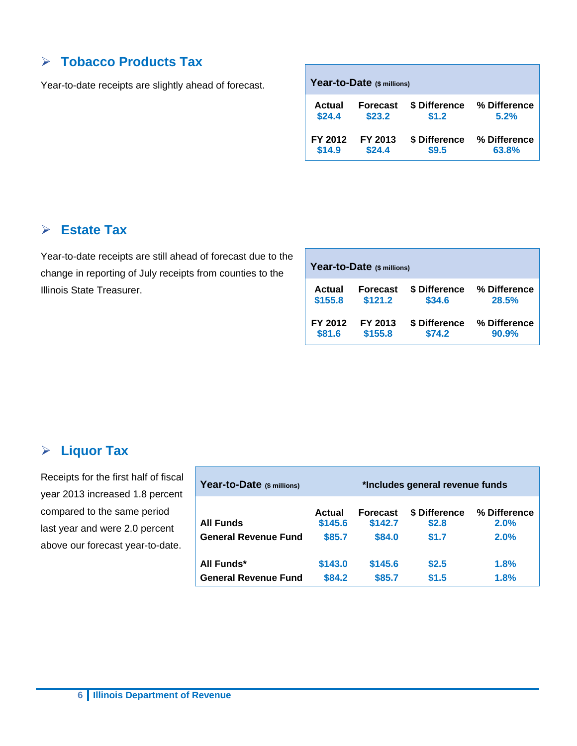## Tobacco Products Tax

Year-to-date receipts are slightly ahead of forecast.

| Year-to-Date ($ millions) | | | |
|---|---|---|---|
| **Actual** | **Forecast** | **$ Difference** | **% Difference** |
| $24.4 | $23.2 | $1.2 | 5.2% |
| **FY 2012** | **FY 2013** | **$ Difference** | **% Difference** |
| $14.9 | $24.4 | $9.5 | 63.8% |

## Estate Tax

Year-to-date receipts are still ahead of forecast due to the change in reporting of July receipts from counties to the Illinois State Treasurer.

| Year-to-Date ($ millions) | | | |
|---|---|---|---|
| **Actual** | **Forecast** | **$ Difference** | **% Difference** |
| $155.8 | $121.2 | $34.6 | 28.5% |
| **FY 2012** | **FY 2013** | **$ Difference** | **% Difference** |
| $81.6 | $155.8 | $74.2 | 90.9% |

## Liquor Tax

Receipts for the first half of fiscal year 2013 increased 1.8 percent compared to the same period last year and were 2.0 percent above our forecast year-to-date.

| Year-to-Date ($ millions) | **Actual** | **Forecast** | **$ Difference** | **% Difference** |
|---|---|---|---|---|
| **All Funds** | $145.6 | $142.7 | $2.8 | 2.0% |
| **General Revenue Fund** | $85.7 | $84.0 | $1.7 | 2.0% |
| **All Funds*** | $143.0 | $145.6 | $2.5 | 1.8% |
| **General Revenue Fund** | $84.2 | $85.7 | $1.5 | 1.8% |

*Includes general revenue funds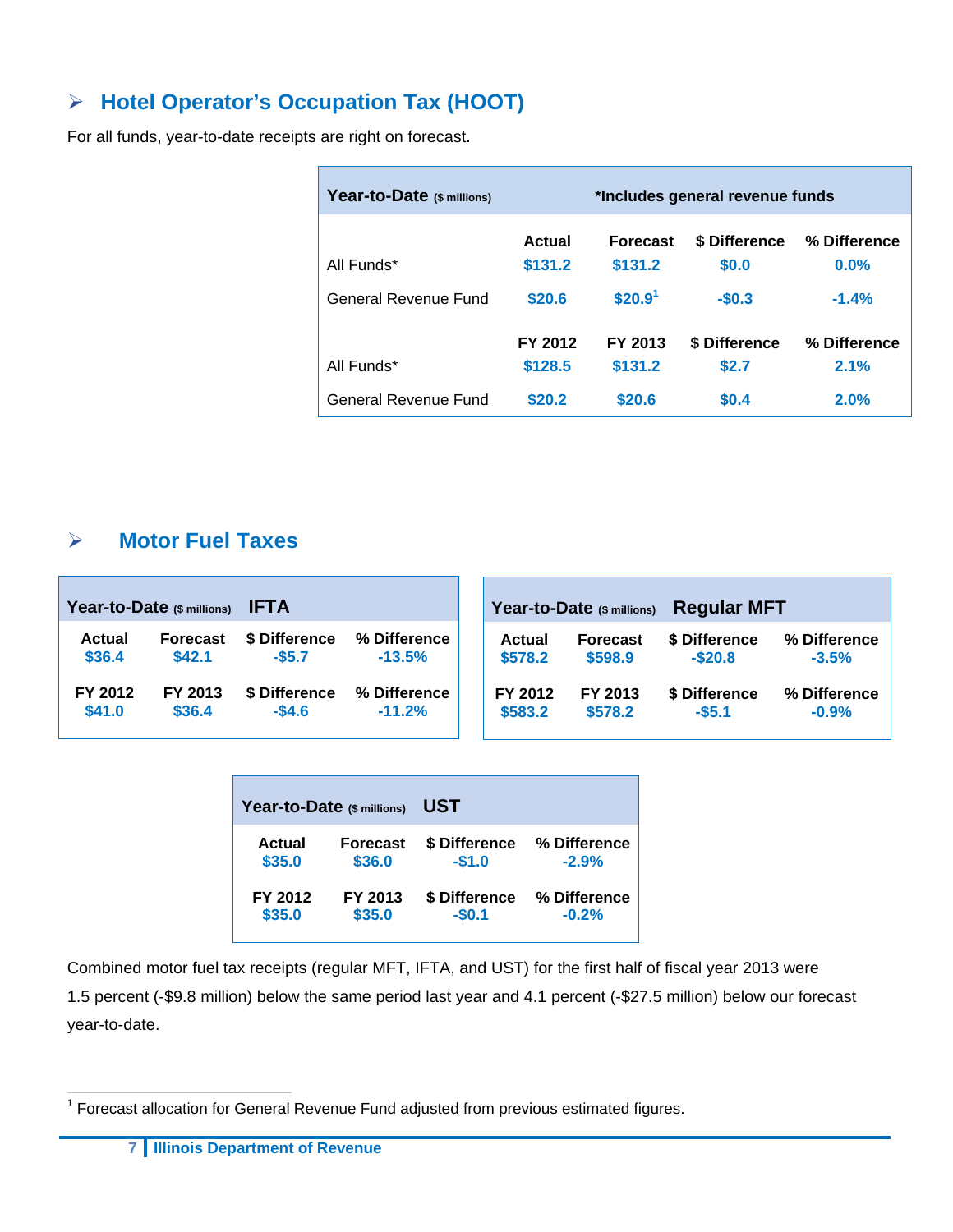## Hotel Operator's Occupation Tax (HOOT)

For all funds, year-to-date receipts are right on forecast.

| Year-to-Date ($ millions) | *Includes general revenue funds | | | |
|---|---|---|---|---|
| | Actual | Forecast | $ Difference | % Difference |
| All Funds* | $131.2 | $131.2 | $0.0 | 0.0% |
| General Revenue Fund | $20.6 | $20.9[1] | -$0.3 | -1.4% |
| | FY 2012 | FY 2013 | $ Difference | % Difference |
| All Funds* | $128.5 | $131.2 | $2.7 | 2.1% |
| General Revenue Fund | $20.2 | $20.6 | $0.4 | 2.0% |

## Motor Fuel Taxes

| Year-to-Date ($ millions) IFTA | | | |
|---|---|---|---|
| Actual | Forecast | $ Difference | % Difference |
| $36.4 | $42.1 | -$5.7 | -13.5% |
| FY 2012 | FY 2013 | $ Difference | % Difference |
| $41.0 | $36.4 | -$4.6 | -11.2% |

| Year-to-Date ($ millions) Regular MFT | | | |
|---|---|---|---|
| Actual | Forecast | $ Difference | % Difference |
| $578.2 | $598.9 | -$20.8 | -3.5% |
| FY 2012 | FY 2013 | $ Difference | % Difference |
| $583.2 | $578.2 | -$5.1 | -0.9% |

| Year-to-Date ($ millions) UST | | | |
|---|---|---|---|
| Actual | Forecast | $ Difference | % Difference |
| $35.0 | $36.0 | -$1.0 | -2.9% |
| FY 2012 | FY 2013 | $ Difference | % Difference |
| $35.0 | $35.0 | -$0.1 | -0.2% |

Combined motor fuel tax receipts (regular MFT, IFTA, and UST) for the first half of fiscal year 2013 were 1.5 percent (-$9.8 million) below the same period last year and 4.1 percent (-$27.5 million) below our forecast year-to-date.

[1] Forecast allocation for General Revenue Fund adjusted from previous estimated figures.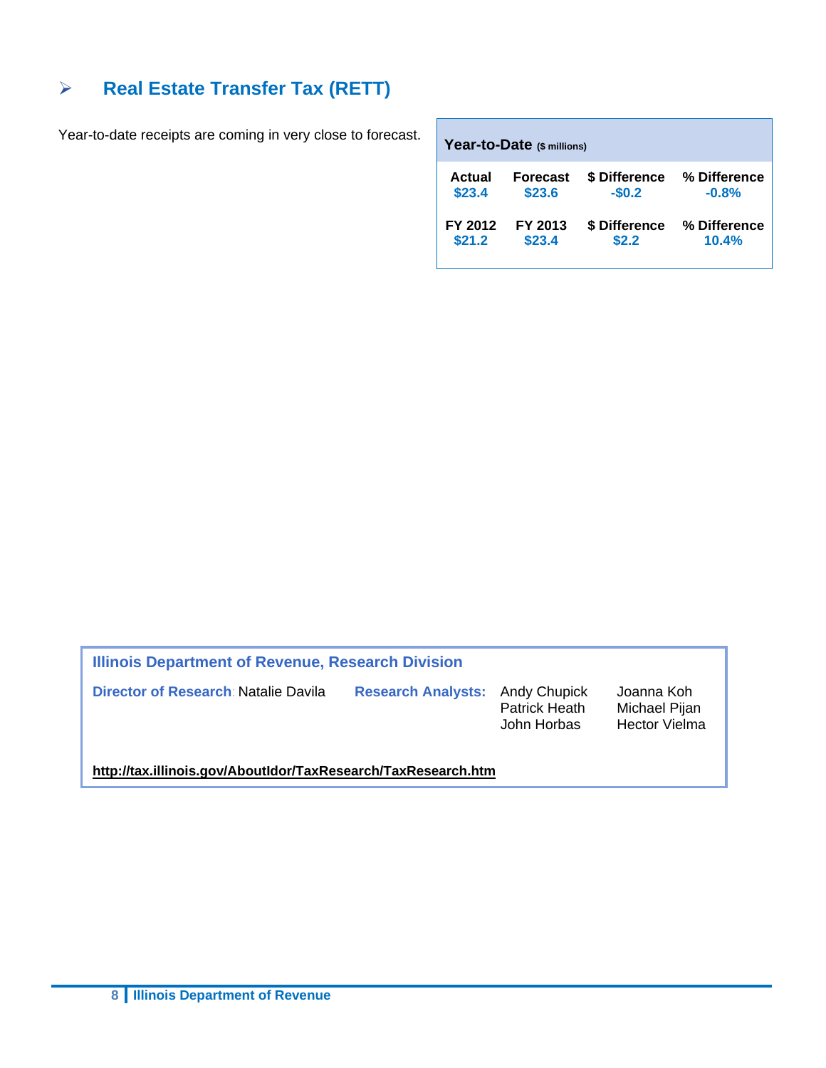## ➢ Real Estate Transfer Tax (RETT)

Year-to-date receipts are coming in very close to forecast.

**Year-to-Date** ($ millions)

| Actual | Forecast | $ Difference | % Difference |
|---|---|---|---|
| $23.4 | $23.6 | -$0.2 | -0.8% |
| **FY 2012** | **FY 2013** | **$ Difference** | **% Difference** |
| $21.2 | $23.4 | $2.2 | 10.4% |

**Illinois Department of Revenue, Research Division**

**Director of Research**: Natalie Davila

**Research Analysts:** Andy Chupick, Patrick Heath, John Horbas, Joanna Koh, Michael Pijan, Hector Vielma

**http://tax.illinois.gov/AboutIdor/TaxResearch/TaxResearch.htm**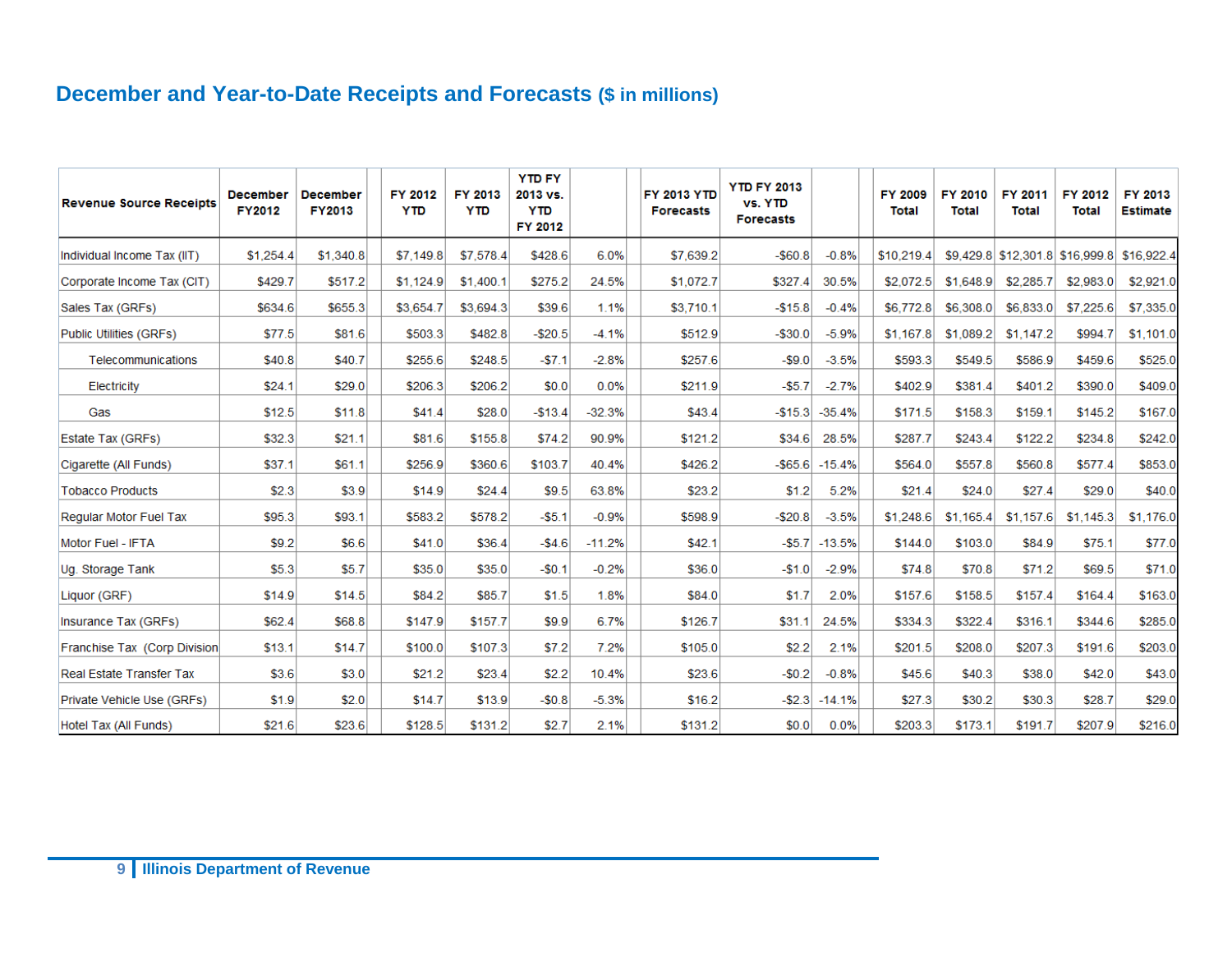## December and Year-to-Date Receipts and Forecasts ($ in millions)

| Revenue Source Receipts | December FY2012 | December FY2013 | FY 2012 YTD | FY 2013 YTD | YTD FY 2013 vs. YTD FY 2012 | | FY 2013 YTD Forecasts | YTD FY 2013 vs. YTD Forecasts | | FY 2009 Total | FY 2010 Total | FY 2011 Total | FY 2012 Total | FY 2013 Estimate |
|---|---|---|---|---|---|---|---|---|---|---|---|---|---|---|
| Individual Income Tax (IIT) | $1,254.4 | $1,340.8 | $7,149.8 | $7,578.4 | $428.6 | 6.0% | $7,639.2 | -$60.8 | -0.8% | $10,219.4 | $9,429.8 | $12,301.8 | $16,999.8 | $16,922.4 |
| Corporate Income Tax (CIT) | $429.7 | $517.2 | $1,124.9 | $1,400.1 | $275.2 | 24.5% | $1,072.7 | $327.4 | 30.5% | $2,072.5 | $1,648.9 | $2,285.7 | $2,983.0 | $2,921.0 |
| Sales Tax (GRFs) | $634.6 | $655.3 | $3,654.7 | $3,694.3 | $39.6 | 1.1% | $3,710.1 | -$15.8 | -0.4% | $6,772.8 | $6,308.0 | $6,833.0 | $7,225.6 | $7,335.0 |
| Public Utilities (GRFs) | $77.5 | $81.6 | $503.3 | $482.8 | -$20.5 | -4.1% | $512.9 | -$30.0 | -5.9% | $1,167.8 | $1,089.2 | $1,147.2 | $994.7 | $1,101.0 |
| Telecommunications | $40.8 | $40.7 | $255.6 | $248.5 | -$7.1 | -2.8% | $257.6 | -$9.0 | -3.5% | $593.3 | $549.5 | $586.9 | $459.6 | $525.0 |
| Electricity | $24.1 | $29.0 | $206.3 | $206.2 | $0.0 | 0.0% | $211.9 | -$5.7 | -2.7% | $402.9 | $381.4 | $401.2 | $390.0 | $409.0 |
| Gas | $12.5 | $11.8 | $41.4 | $28.0 | -$13.4 | -32.3% | $43.4 | -$15.3 | -35.4% | $171.5 | $158.3 | $159.1 | $145.2 | $167.0 |
| Estate Tax (GRFs) | $32.3 | $21.1 | $81.6 | $155.8 | $74.2 | 90.9% | $121.2 | $34.6 | 28.5% | $287.7 | $243.4 | $122.2 | $234.8 | $242.0 |
| Cigarette (All Funds) | $37.1 | $61.1 | $256.9 | $360.6 | $103.7 | 40.4% | $426.2 | -$65.6 | -15.4% | $564.0 | $557.8 | $560.8 | $577.4 | $853.0 |
| Tobacco Products | $2.3 | $3.9 | $14.9 | $24.4 | $9.5 | 63.8% | $23.2 | $1.2 | 5.2% | $21.4 | $24.0 | $27.4 | $29.0 | $40.0 |
| Regular Motor Fuel Tax | $95.3 | $93.1 | $583.2 | $578.2 | -$5.1 | -0.9% | $598.9 | -$20.8 | -3.5% | $1,248.6 | $1,165.4 | $1,157.6 | $1,145.3 | $1,176.0 |
| Motor Fuel - IFTA | $9.2 | $6.6 | $41.0 | $36.4 | -$4.6 | -11.2% | $42.1 | -$5.7 | -13.5% | $144.0 | $103.0 | $84.9 | $75.1 | $77.0 |
| Ug. Storage Tank | $5.3 | $5.7 | $35.0 | $35.0 | -$0.1 | -0.2% | $36.0 | -$1.0 | -2.9% | $74.8 | $70.8 | $71.2 | $69.5 | $71.0 |
| Liquor (GRF) | $14.9 | $14.5 | $84.2 | $85.7 | $1.5 | 1.8% | $84.0 | $1.7 | 2.0% | $157.6 | $158.5 | $157.4 | $164.4 | $163.0 |
| Insurance Tax (GRFs) | $62.4 | $68.8 | $147.9 | $157.7 | $9.9 | 6.7% | $126.7 | $31.1 | 24.5% | $334.3 | $322.4 | $316.1 | $344.6 | $285.0 |
| Franchise Tax (Corp Division | $13.1 | $14.7 | $100.0 | $107.3 | $7.2 | 7.2% | $105.0 | $2.2 | 2.1% | $201.5 | $208.0 | $207.3 | $191.6 | $203.0 |
| Real Estate Transfer Tax | $3.6 | $3.0 | $21.2 | $23.4 | $2.2 | 10.4% | $23.6 | -$0.2 | -0.8% | $45.6 | $40.3 | $38.0 | $42.0 | $43.0 |
| Private Vehicle Use (GRFs) | $1.9 | $2.0 | $14.7 | $13.9 | -$0.8 | -5.3% | $16.2 | -$2.3 | -14.1% | $27.3 | $30.2 | $30.3 | $28.7 | $29.0 |
| Hotel Tax (All Funds) | $21.6 | $23.6 | $128.5 | $131.2 | $2.7 | 2.1% | $131.2 | $0.0 | 0.0% | $203.3 | $173.1 | $191.7 | $207.9 | $216.0 |

Illinois Department of Revenue